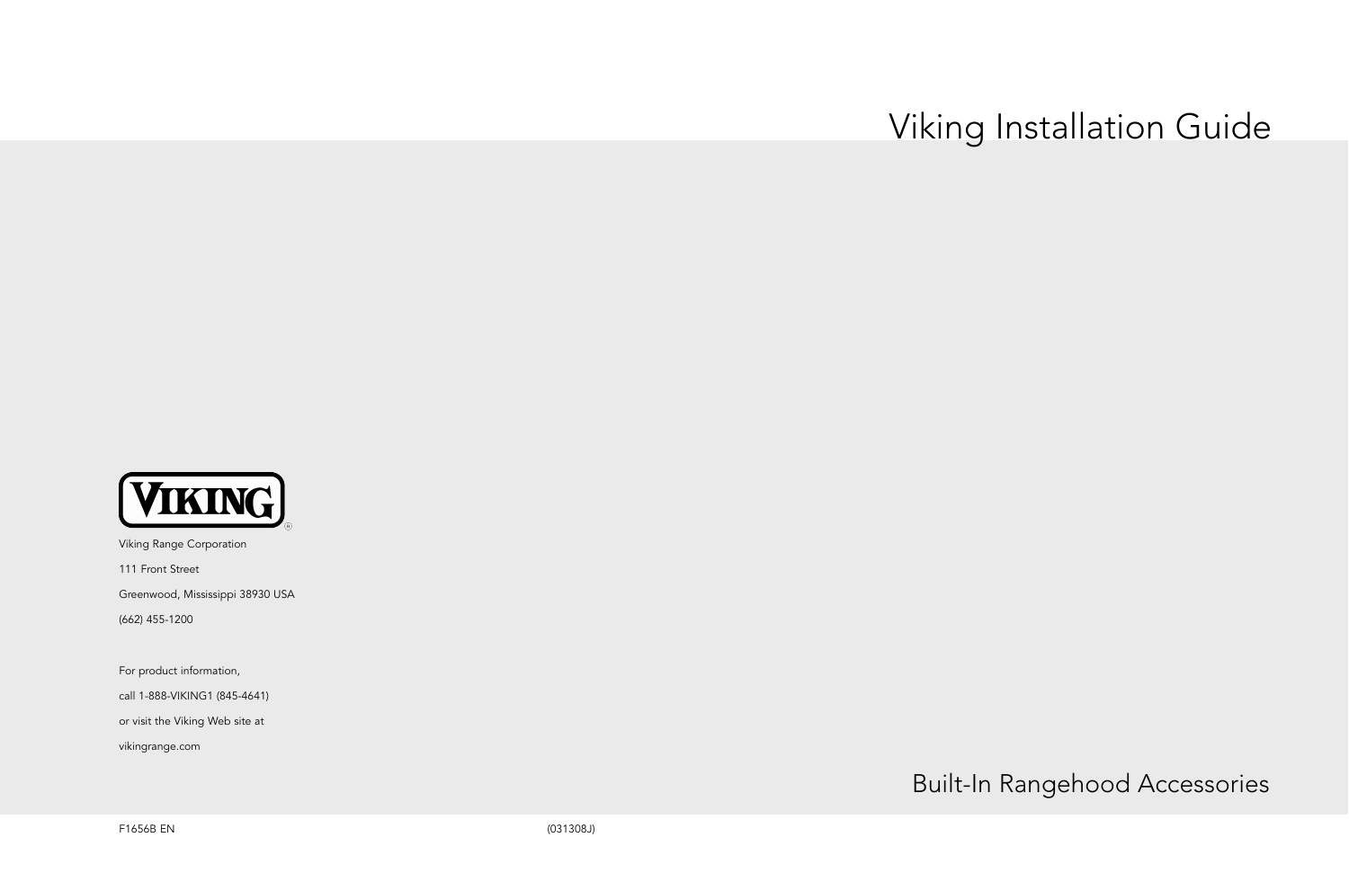# Viking Installation Guide

VIKING®

Viking Range Corporation

111 Front Street

Greenwood, Mississippi 38930 USA

(662) 455-1200

For product information,

call 1-888-VIKING1 (845-4641)

or visit the Viking Web site at

vikingrange.com

## Built-In Rangehood Accessories

F1656B EN

(031308J)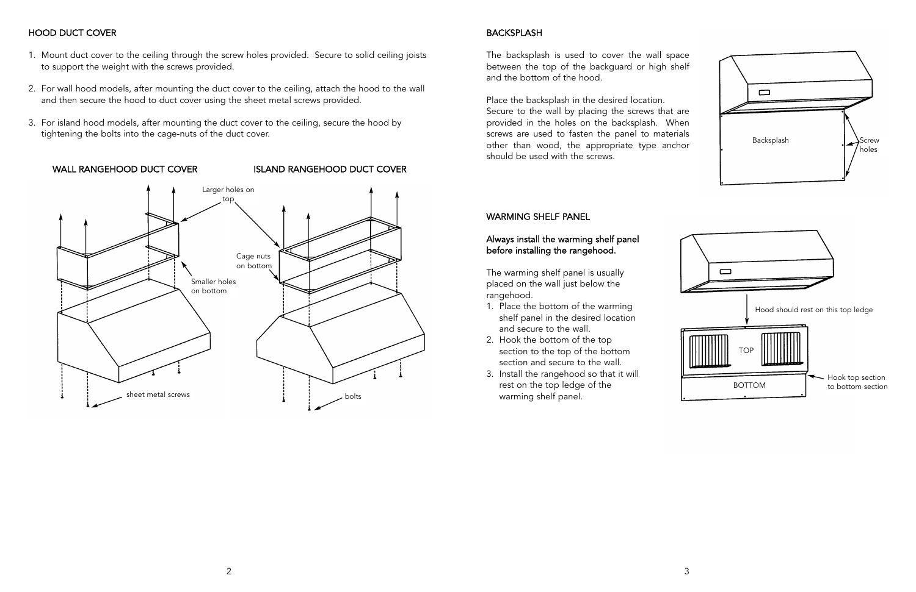## HOOD DUCT COVER

1. Mount duct cover to the ceiling through the screw holes provided. Secure to solid ceiling joists to support the weight with the screws provided.
2. For wall hood models, after mounting the duct cover to the ceiling, attach the hood to the wall and then secure the hood to duct cover using the sheet metal screws provided.
3. For island hood models, after mounting the duct cover to the ceiling, secure the hood by tightening the bolts into the cage-nuts of the duct cover.

WALL RANGEHOOD DUCT COVER

ISLAND RANGEHOOD DUCT COVER

Larger holes on top

Cage nuts on bottom

Smaller holes on bottom

sheet metal screws

bolts

## BACKSPLASH

The backsplash is used to cover the wall space between the top of the backguard or high shelf and the bottom of the hood.

Place the backsplash in the desired location. Secure to the wall by placing the screws that are provided in the holes on the backsplash. When screws are used to fasten the panel to materials other than wood, the appropriate type anchor should be used with the screws.

Backsplash

Screw holes

## WARMING SHELF PANEL

**Always install the warming shelf panel before installing the rangehood.**

The warming shelf panel is usually placed on the wall just below the rangehood.

1. Place the bottom of the warming shelf panel in the desired location and secure to the wall.
2. Hook the bottom of the top section to the top of the bottom section and secure to the wall.
3. Install the rangehood so that it will rest on the top ledge of the warming shelf panel.

Hood should rest on this top ledge

TOP

BOTTOM

Hook top section to bottom section